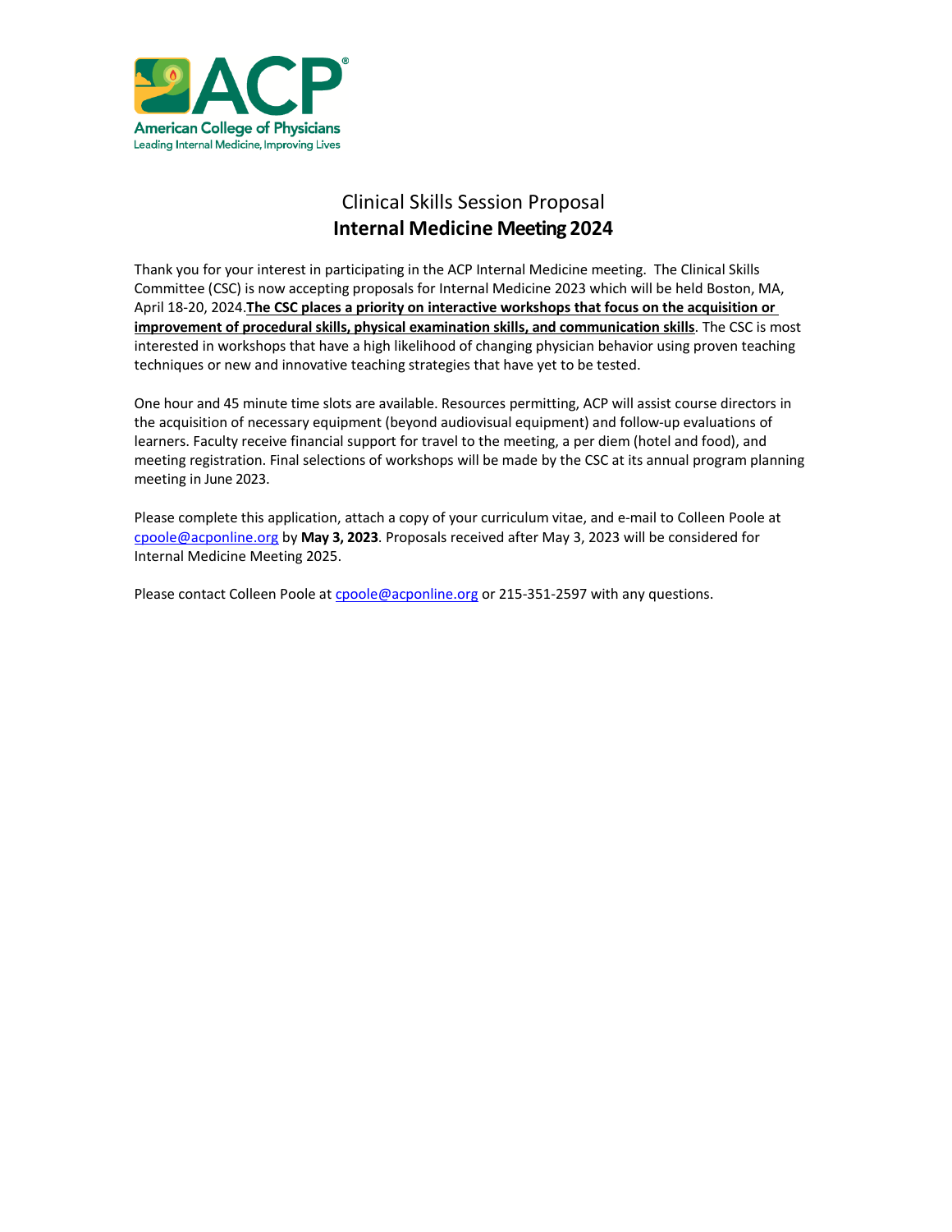American College of Physicians
Leading Internal Medicine, Improving Lives

# Clinical Skills Session Proposal
## Internal Medicine Meeting 2024

Thank you for your interest in participating in the ACP Internal Medicine meeting. The Clinical Skills Committee (CSC) is now accepting proposals for Internal Medicine 2023 which will be held Boston, MA, April 18-20, 2024.**<u>The CSC places a priority on interactive workshops that focus on the acquisition or improvement of procedural skills, physical examination skills, and communication skills</u>**. The CSC is most interested in workshops that have a high likelihood of changing physician behavior using proven teaching techniques or new and innovative teaching strategies that have yet to be tested.

One hour and 45 minute time slots are available. Resources permitting, ACP will assist course directors in the acquisition of necessary equipment (beyond audiovisual equipment) and follow-up evaluations of learners. Faculty receive financial support for travel to the meeting, a per diem (hotel and food), and meeting registration. Final selections of workshops will be made by the CSC at its annual program planning meeting in June 2023.

Please complete this application, attach a copy of your curriculum vitae, and e-mail to Colleen Poole at cpoole@acponline.org by **May 3, 2023**. Proposals received after May 3, 2023 will be considered for Internal Medicine Meeting 2025.

Please contact Colleen Poole at cpoole@acponline.org or 215-351-2597 with any questions.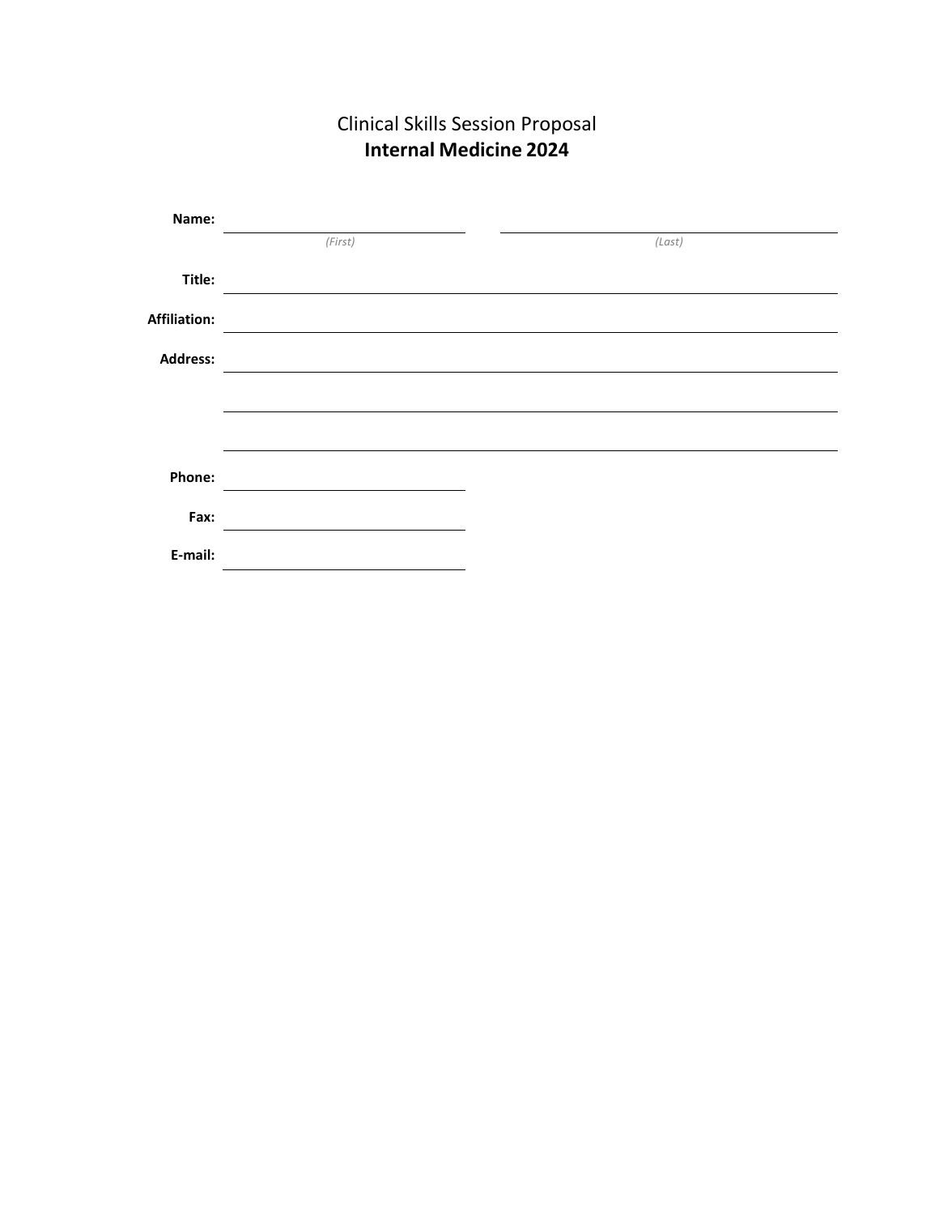Clinical Skills Session Proposal

**Internal Medicine 2024**

**Name:** ____________________ ____________________

*(First)* *(Last)*

**Title:** ____________________

**Affiliation:** ____________________

**Address:** ____________________

____________________

____________________

**Phone:** ____________________

**Fax:** ____________________

**E-mail:** ____________________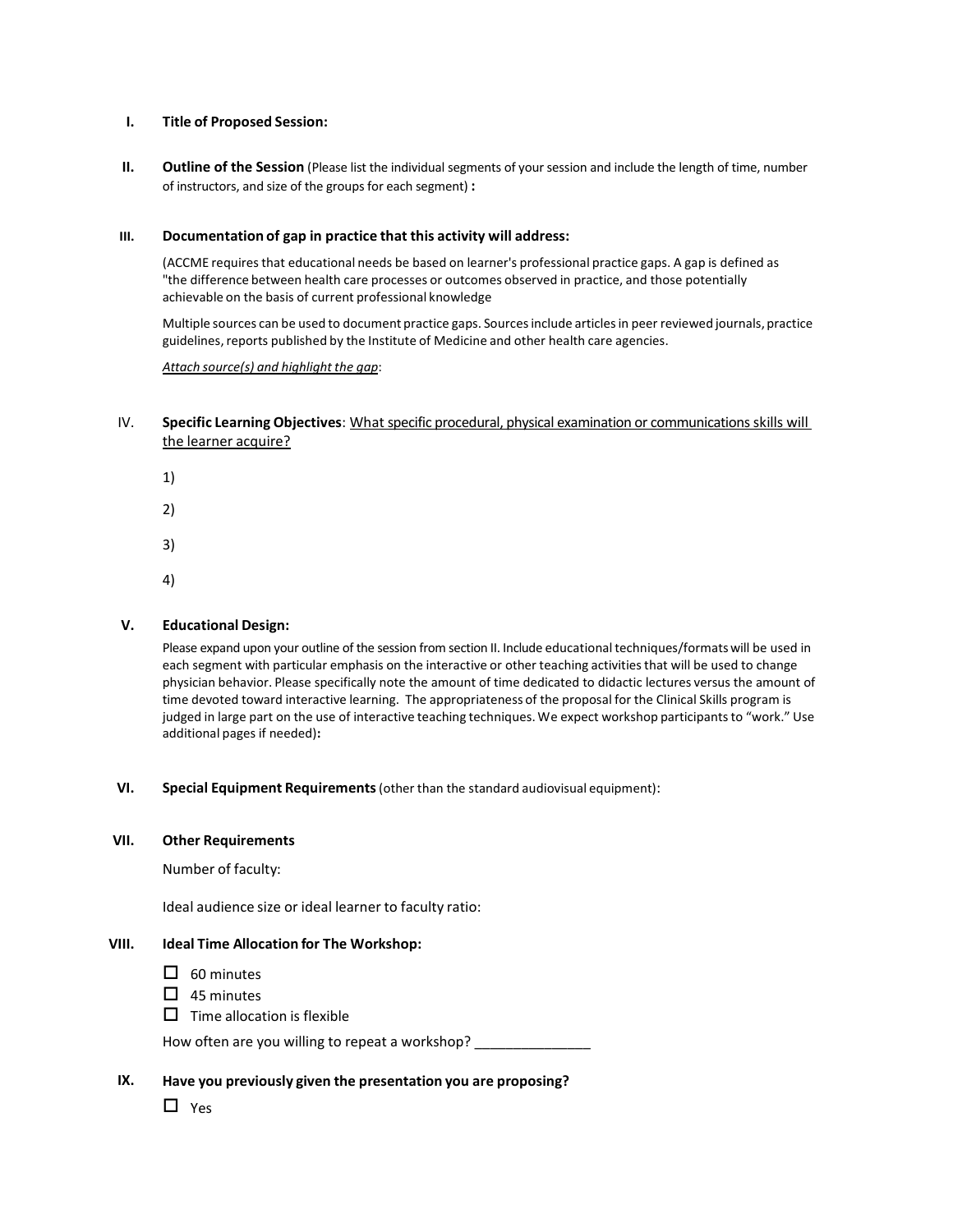**I. Title of Proposed Session:**

**II. Outline of the Session** (Please list the individual segments of your session and include the length of time, number of instructors, and size of the groups for each segment) **:**

**III. Documentation of gap in practice that this activity will address:**

(ACCME requires that educational needs be based on learner's professional practice gaps. A gap is defined as "the difference between health care processes or outcomes observed in practice, and those potentially achievable on the basis of current professional knowledge

Multiple sources can be used to document practice gaps. Sources include articles in peer reviewed journals, practice guidelines, reports published by the Institute of Medicine and other health care agencies.

*Attach source(s) and highlight the gap*:

**IV. Specific Learning Objectives**: What specific procedural, physical examination or communications skills will the learner acquire?

1)

2)

3)

4)

**V. Educational Design:**

Please expand upon your outline of the session from section II. Include educational techniques/formats will be used in each segment with particular emphasis on the interactive or other teaching activities that will be used to change physician behavior. Please specifically note the amount of time dedicated to didactic lectures versus the amount of time devoted toward interactive learning. The appropriateness of the proposal for the Clinical Skills program is judged in large part on the use of interactive teaching techniques. We expect workshop participants to "work." Use additional pages if needed)**:**

**VI. Special Equipment Requirements** (other than the standard audiovisual equipment):

**VII. Other Requirements**

Number of faculty:

Ideal audience size or ideal learner to faculty ratio:

**VIII. Ideal Time Allocation for The Workshop:**

- ☐ 60 minutes
- ☐ 45 minutes
- ☐ Time allocation is flexible

How often are you willing to repeat a workshop? _______________

**IX. Have you previously given the presentation you are proposing?**

- ☐ Yes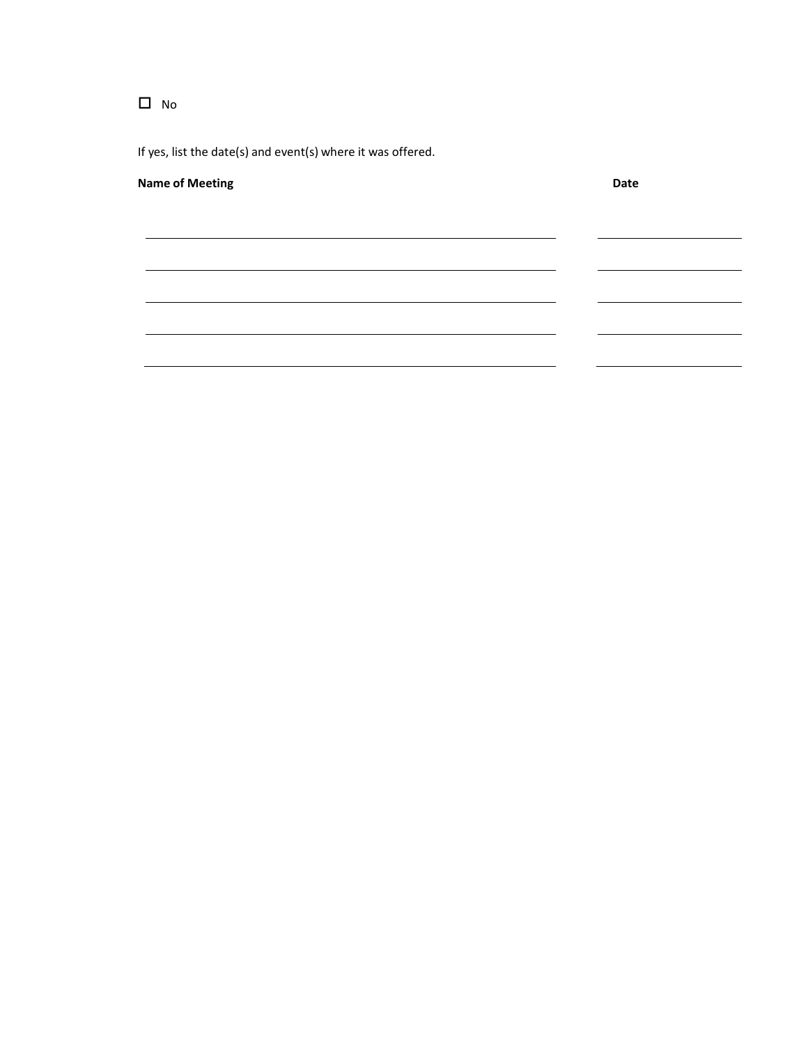☐ No

If yes, list the date(s) and event(s) where it was offered.

| **Name of Meeting** | **Date** |
| --- | --- |
| | |
| | |
| | |
| | |
| | |